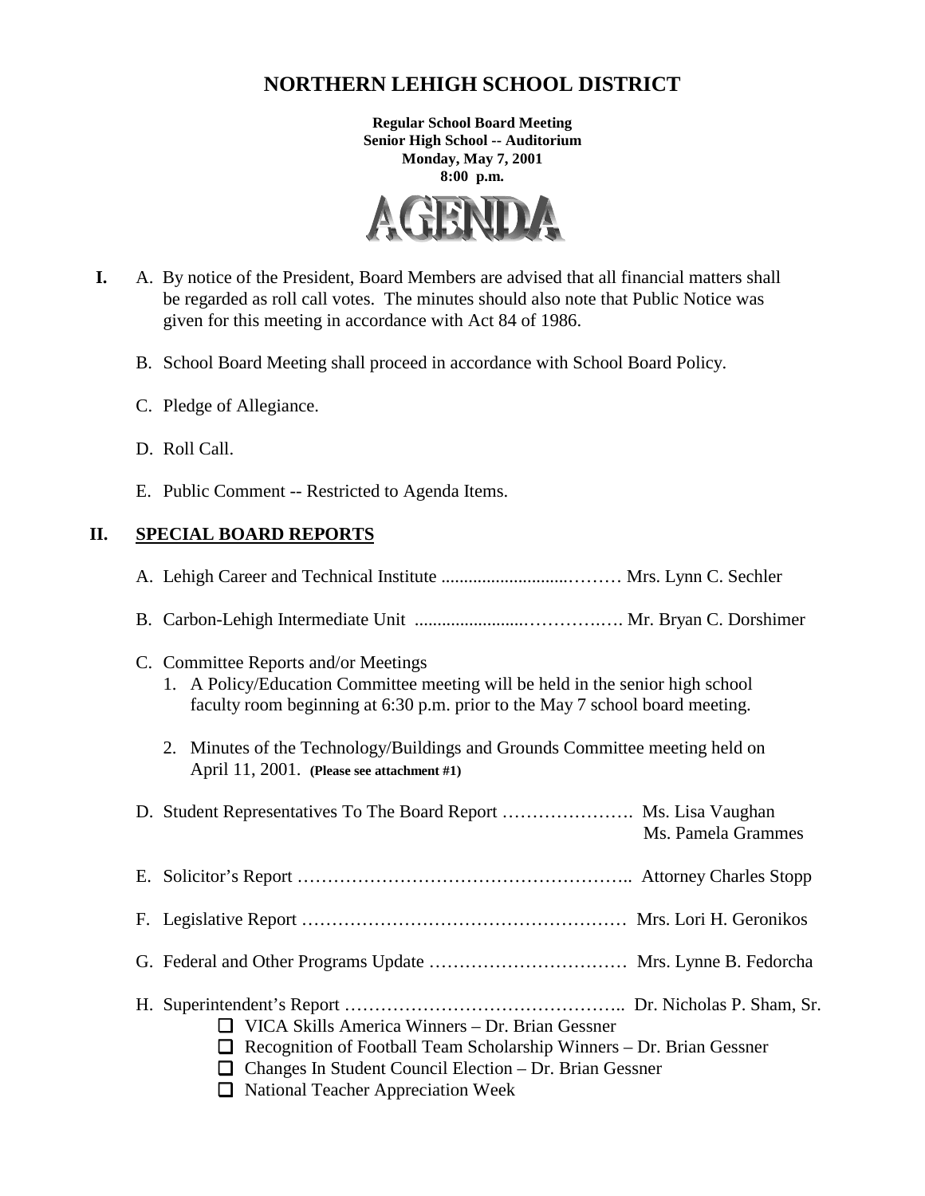# NORTHERN LEHIGH SCHOOL DISTRICT

**Regular School Board Meeting**
**Senior High School -- Auditorium**
**Monday, May 7, 2001**
**8:00 p.m.**

## AGENDA

**I.** A. By notice of the President, Board Members are advised that all financial matters shall be regarded as roll call votes. The minutes should also note that Public Notice was given for this meeting in accordance with Act 84 of 1986.

B. School Board Meeting shall proceed in accordance with School Board Policy.

C. Pledge of Allegiance.

D. Roll Call.

E. Public Comment -- Restricted to Agenda Items.

## II. SPECIAL BOARD REPORTS

A. Lehigh Career and Technical Institute ............................……… Mrs. Lynn C. Sechler

B. Carbon-Lehigh Intermediate Unit .......................…………..…. Mr. Bryan C. Dorshimer

C. Committee Reports and/or Meetings

1. A Policy/Education Committee meeting will be held in the senior high school faculty room beginning at 6:30 p.m. prior to the May 7 school board meeting.

2. Minutes of the Technology/Buildings and Grounds Committee meeting held on April 11, 2001. **(Please see attachment #1)**

D. Student Representatives To The Board Report …………………. Ms. Lisa Vaughan
Ms. Pamela Grammes

E. Solicitor's Report ……………………………………………….. Attorney Charles Stopp

F. Legislative Report ……………………………………………… Mrs. Lori H. Geronikos

G. Federal and Other Programs Update …………………………… Mrs. Lynne B. Fedorcha

H. Superintendent's Report ……………………………………….. Dr. Nicholas P. Sham, Sr.

- ☐ VICA Skills America Winners – Dr. Brian Gessner
- ☐ Recognition of Football Team Scholarship Winners – Dr. Brian Gessner
- ☐ Changes In Student Council Election – Dr. Brian Gessner
- ☐ National Teacher Appreciation Week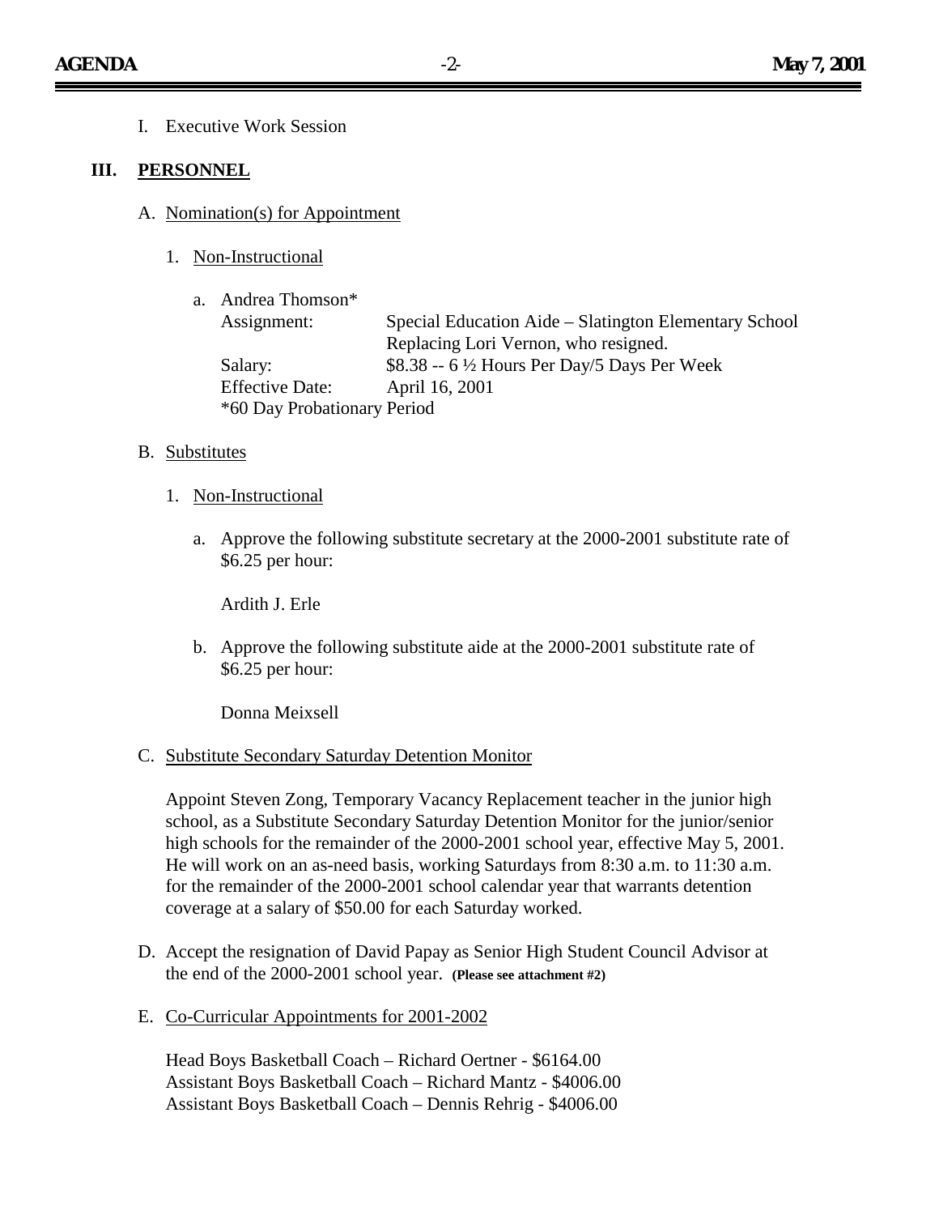I. Executive Work Session

## III. PERSONNEL

A. Nomination(s) for Appointment

1. Non-Instructional

   a. Andrea Thomson*

   | | |
   |---|---|
   | Assignment: | Special Education Aide – Slatington Elementary School Replacing Lori Vernon, who resigned. |
   | Salary: | $8.38 -- 6 ½ Hours Per Day/5 Days Per Week |
   | Effective Date: | April 16, 2001 |

   *60 Day Probationary Period

B. Substitutes

1. Non-Instructional

   a. Approve the following substitute secretary at the 2000-2001 substitute rate of $6.25 per hour:

      Ardith J. Erle

   b. Approve the following substitute aide at the 2000-2001 substitute rate of $6.25 per hour:

      Donna Meixsell

C. Substitute Secondary Saturday Detention Monitor

Appoint Steven Zong, Temporary Vacancy Replacement teacher in the junior high school, as a Substitute Secondary Saturday Detention Monitor for the junior/senior high schools for the remainder of the 2000-2001 school year, effective May 5, 2001. He will work on an as-need basis, working Saturdays from 8:30 a.m. to 11:30 a.m. for the remainder of the 2000-2001 school calendar year that warrants detention coverage at a salary of $50.00 for each Saturday worked.

D. Accept the resignation of David Papay as Senior High Student Council Advisor at the end of the 2000-2001 school year. **(Please see attachment #2)**

E. Co-Curricular Appointments for 2001-2002

Head Boys Basketball Coach – Richard Oertner - $6164.00
Assistant Boys Basketball Coach – Richard Mantz - $4006.00
Assistant Boys Basketball Coach – Dennis Rehrig - $4006.00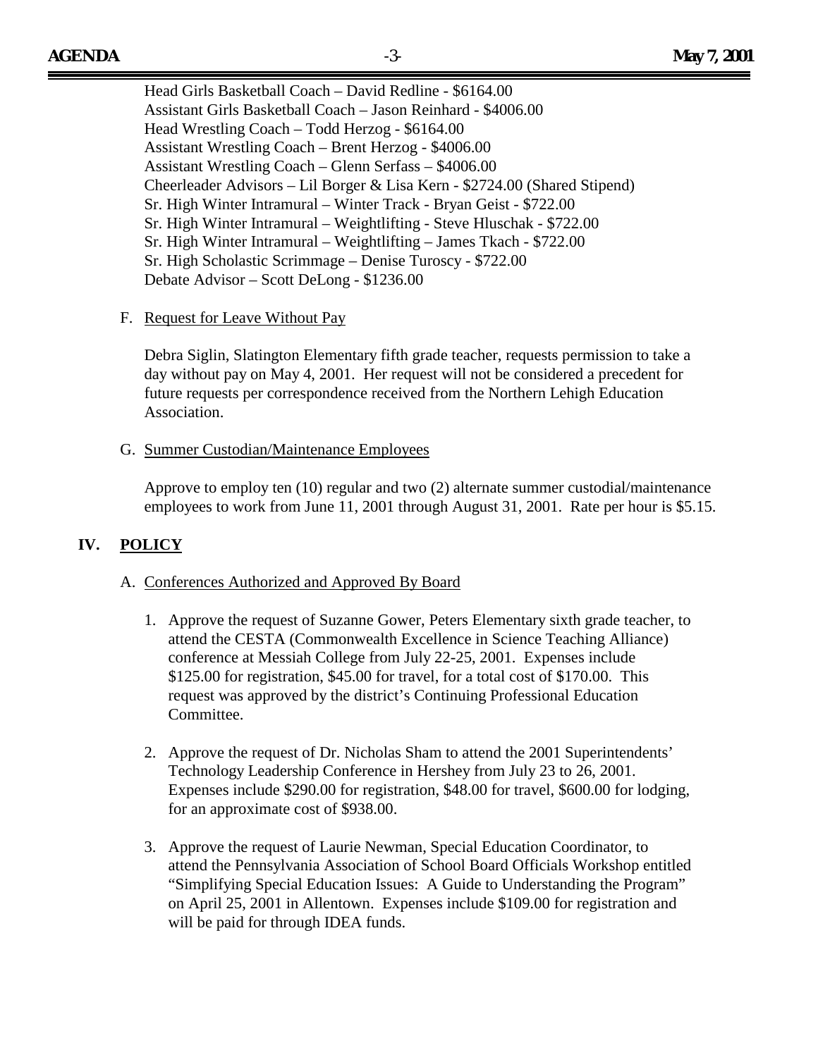Head Girls Basketball Coach – David Redline - $6164.00
Assistant Girls Basketball Coach – Jason Reinhard - $4006.00
Head Wrestling Coach – Todd Herzog - $6164.00
Assistant Wrestling Coach – Brent Herzog - $4006.00
Assistant Wrestling Coach – Glenn Serfass – $4006.00
Cheerleader Advisors – Lil Borger & Lisa Kern - $2724.00 (Shared Stipend)
Sr. High Winter Intramural – Winter Track - Bryan Geist - $722.00
Sr. High Winter Intramural – Weightlifting - Steve Hluschak - $722.00
Sr. High Winter Intramural – Weightlifting – James Tkach - $722.00
Sr. High Scholastic Scrimmage – Denise Turoscy - $722.00
Debate Advisor – Scott DeLong - $1236.00

F. Request for Leave Without Pay

Debra Siglin, Slatington Elementary fifth grade teacher, requests permission to take a day without pay on May 4, 2001. Her request will not be considered a precedent for future requests per correspondence received from the Northern Lehigh Education Association.

G. Summer Custodian/Maintenance Employees

Approve to employ ten (10) regular and two (2) alternate summer custodial/maintenance employees to work from June 11, 2001 through August 31, 2001. Rate per hour is $5.15.

## IV. POLICY

A. Conferences Authorized and Approved By Board

1. Approve the request of Suzanne Gower, Peters Elementary sixth grade teacher, to attend the CESTA (Commonwealth Excellence in Science Teaching Alliance) conference at Messiah College from July 22-25, 2001. Expenses include $125.00 for registration, $45.00 for travel, for a total cost of $170.00. This request was approved by the district's Continuing Professional Education Committee.

2. Approve the request of Dr. Nicholas Sham to attend the 2001 Superintendents' Technology Leadership Conference in Hershey from July 23 to 26, 2001. Expenses include $290.00 for registration, $48.00 for travel, $600.00 for lodging, for an approximate cost of $938.00.

3. Approve the request of Laurie Newman, Special Education Coordinator, to attend the Pennsylvania Association of School Board Officials Workshop entitled "Simplifying Special Education Issues: A Guide to Understanding the Program" on April 25, 2001 in Allentown. Expenses include $109.00 for registration and will be paid for through IDEA funds.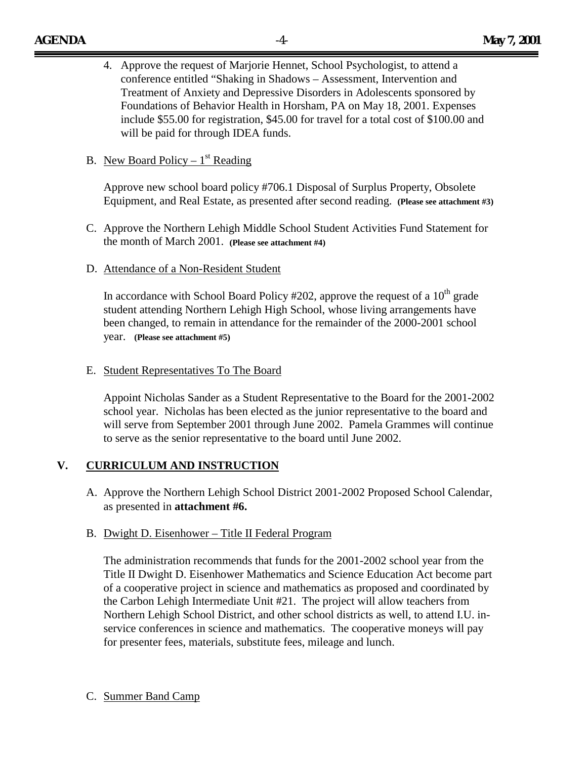4. Approve the request of Marjorie Hennet, School Psychologist, to attend a conference entitled "Shaking in Shadows – Assessment, Intervention and Treatment of Anxiety and Depressive Disorders in Adolescents sponsored by Foundations of Behavior Health in Horsham, PA on May 18, 2001. Expenses include $55.00 for registration, $45.00 for travel for a total cost of $100.00 and will be paid for through IDEA funds.

B. New Board Policy – 1st Reading

Approve new school board policy #706.1 Disposal of Surplus Property, Obsolete Equipment, and Real Estate, as presented after second reading. **(Please see attachment #3)**

C. Approve the Northern Lehigh Middle School Student Activities Fund Statement for the month of March 2001. **(Please see attachment #4)**

D. Attendance of a Non-Resident Student

In accordance with School Board Policy #202, approve the request of a 10th grade student attending Northern Lehigh High School, whose living arrangements have been changed, to remain in attendance for the remainder of the 2000-2001 school year. **(Please see attachment #5)**

E. Student Representatives To The Board

Appoint Nicholas Sander as a Student Representative to the Board for the 2001-2002 school year. Nicholas has been elected as the junior representative to the board and will serve from September 2001 through June 2002. Pamela Grammes will continue to serve as the senior representative to the board until June 2002.

## V. CURRICULUM AND INSTRUCTION

A. Approve the Northern Lehigh School District 2001-2002 Proposed School Calendar, as presented in **attachment #6.**

B. Dwight D. Eisenhower – Title II Federal Program

The administration recommends that funds for the 2001-2002 school year from the Title II Dwight D. Eisenhower Mathematics and Science Education Act become part of a cooperative project in science and mathematics as proposed and coordinated by the Carbon Lehigh Intermediate Unit #21. The project will allow teachers from Northern Lehigh School District, and other school districts as well, to attend I.U. in-service conferences in science and mathematics. The cooperative moneys will pay for presenter fees, materials, substitute fees, mileage and lunch.

C. Summer Band Camp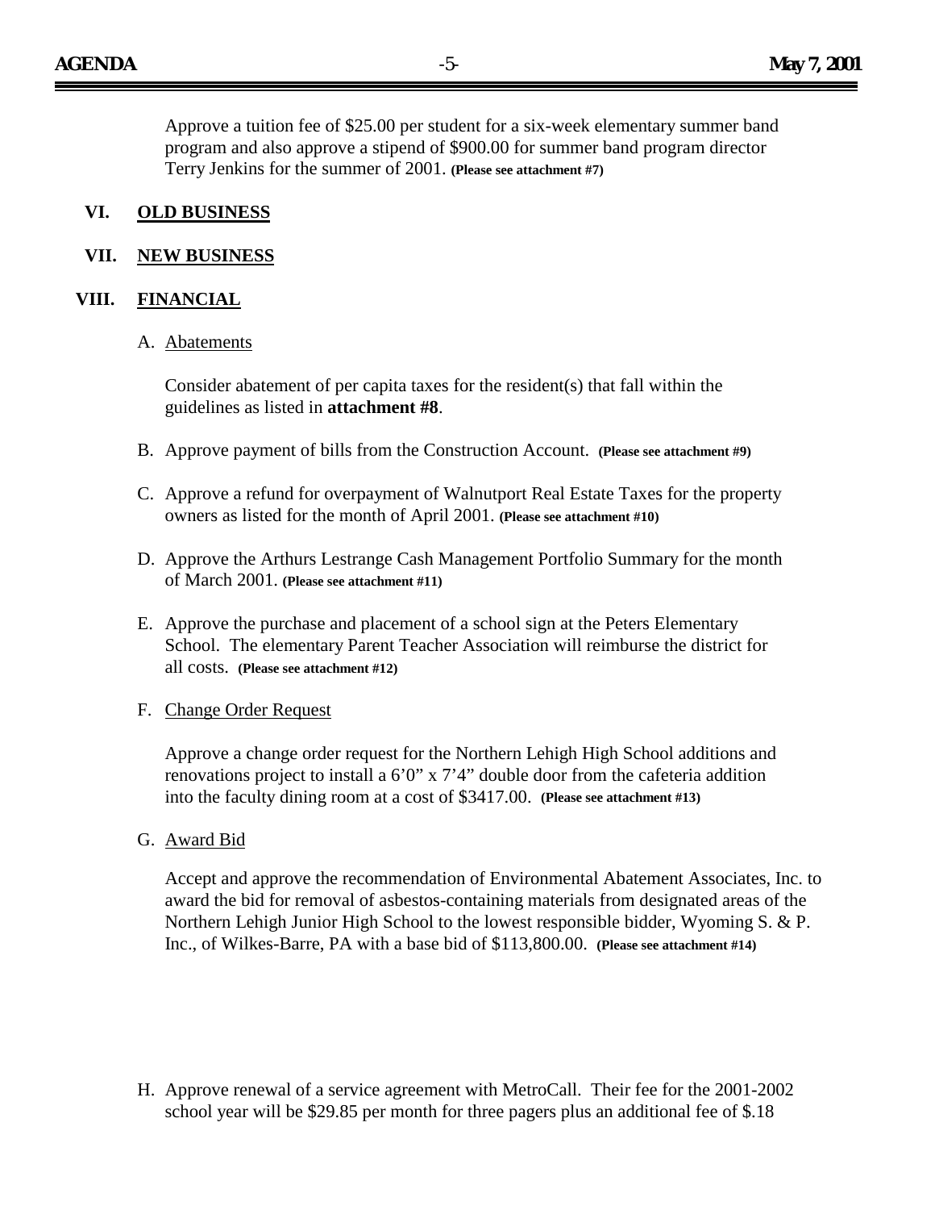Approve a tuition fee of $25.00 per student for a six-week elementary summer band program and also approve a stipend of $900.00 for summer band program director Terry Jenkins for the summer of 2001. **(Please see attachment #7)**

## VI. OLD BUSINESS

## VII. NEW BUSINESS

## VIII. FINANCIAL

A. Abatements

Consider abatement of per capita taxes for the resident(s) that fall within the guidelines as listed in **attachment #8**.

B. Approve payment of bills from the Construction Account. **(Please see attachment #9)**

C. Approve a refund for overpayment of Walnutport Real Estate Taxes for the property owners as listed for the month of April 2001. **(Please see attachment #10)**

D. Approve the Arthurs Lestrange Cash Management Portfolio Summary for the month of March 2001. **(Please see attachment #11)**

E. Approve the purchase and placement of a school sign at the Peters Elementary School. The elementary Parent Teacher Association will reimburse the district for all costs. **(Please see attachment #12)**

F. Change Order Request

Approve a change order request for the Northern Lehigh High School additions and renovations project to install a 6'0" x 7'4" double door from the cafeteria addition into the faculty dining room at a cost of $3417.00. **(Please see attachment #13)**

G. Award Bid

Accept and approve the recommendation of Environmental Abatement Associates, Inc. to award the bid for removal of asbestos-containing materials from designated areas of the Northern Lehigh Junior High School to the lowest responsible bidder, Wyoming S. & P. Inc., of Wilkes-Barre, PA with a base bid of $113,800.00. **(Please see attachment #14)**

H. Approve renewal of a service agreement with MetroCall. Their fee for the 2001-2002 school year will be $29.85 per month for three pagers plus an additional fee of $.18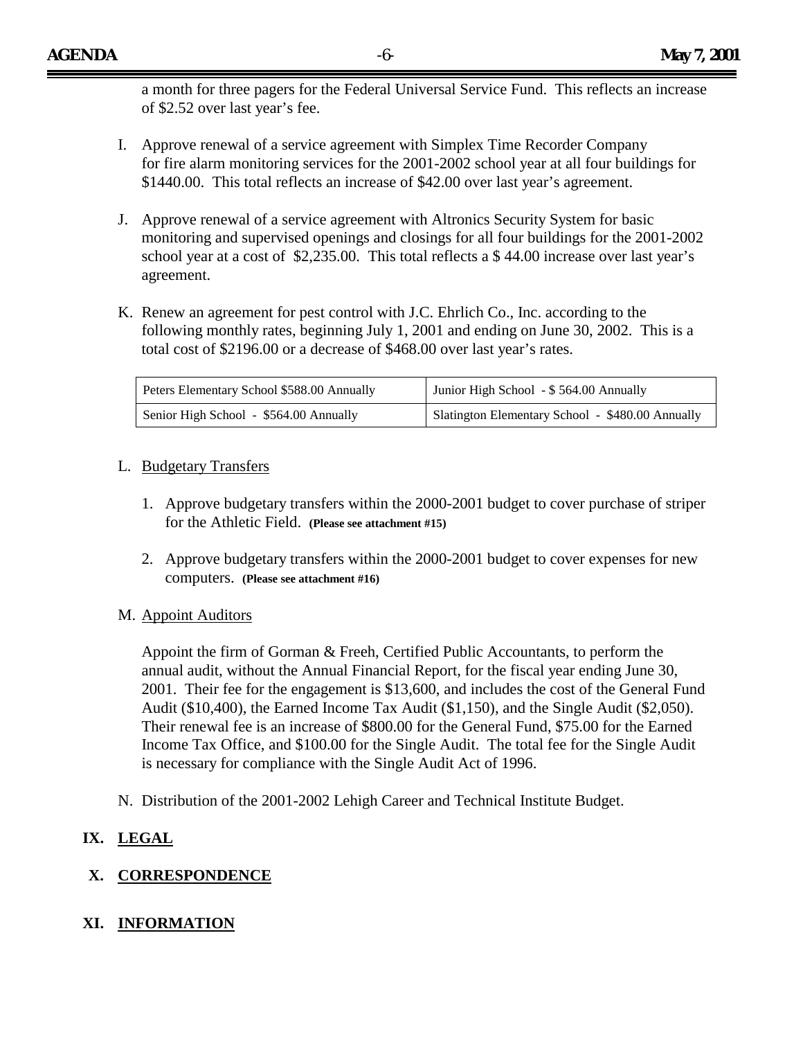a month for three pagers for the Federal Universal Service Fund. This reflects an increase of $2.52 over last year's fee.

I. Approve renewal of a service agreement with Simplex Time Recorder Company for fire alarm monitoring services for the 2001-2002 school year at all four buildings for $1440.00. This total reflects an increase of $42.00 over last year's agreement.

J. Approve renewal of a service agreement with Altronics Security System for basic monitoring and supervised openings and closings for all four buildings for the 2001-2002 school year at a cost of $2,235.00. This total reflects a $ 44.00 increase over last year's agreement.

K. Renew an agreement for pest control with J.C. Ehrlich Co., Inc. according to the following monthly rates, beginning July 1, 2001 and ending on June 30, 2002. This is a total cost of $2196.00 or a decrease of $468.00 over last year's rates.

| Peters Elementary School $588.00 Annually | Junior High School - $ 564.00 Annually |
|---|---|
| Senior High School - $564.00 Annually | Slatington Elementary School - $480.00 Annually |

L. Budgetary Transfers

1. Approve budgetary transfers within the 2000-2001 budget to cover purchase of striper for the Athletic Field. **(Please see attachment #15)**

2. Approve budgetary transfers within the 2000-2001 budget to cover expenses for new computers. **(Please see attachment #16)**

M. Appoint Auditors

Appoint the firm of Gorman & Freeh, Certified Public Accountants, to perform the annual audit, without the Annual Financial Report, for the fiscal year ending June 30, 2001. Their fee for the engagement is $13,600, and includes the cost of the General Fund Audit ($10,400), the Earned Income Tax Audit ($1,150), and the Single Audit ($2,050). Their renewal fee is an increase of $800.00 for the General Fund, $75.00 for the Earned Income Tax Office, and $100.00 for the Single Audit. The total fee for the Single Audit is necessary for compliance with the Single Audit Act of 1996.

N. Distribution of the 2001-2002 Lehigh Career and Technical Institute Budget.

## IX. LEGAL

## X. CORRESPONDENCE

## XI. INFORMATION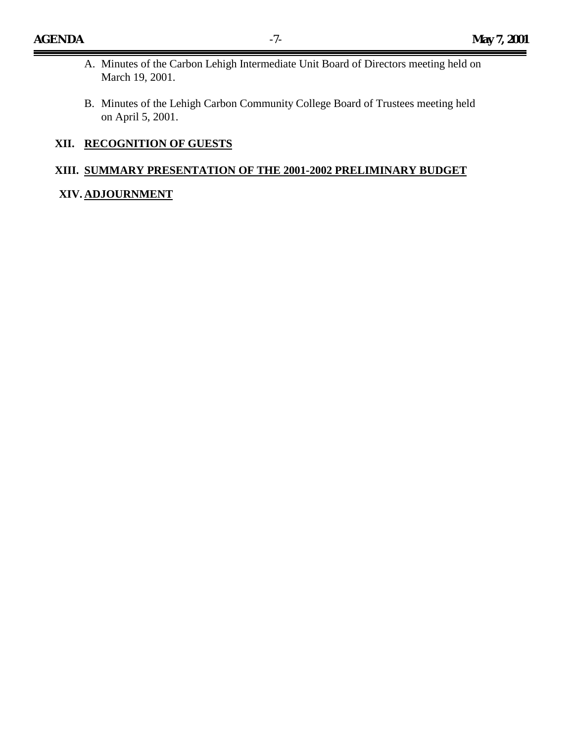A. Minutes of the Carbon Lehigh Intermediate Unit Board of Directors meeting held on March 19, 2001.

B. Minutes of the Lehigh Carbon Community College Board of Trustees meeting held on April 5, 2001.

## XII. RECOGNITION OF GUESTS

## XIII. SUMMARY PRESENTATION OF THE 2001-2002 PRELIMINARY BUDGET

## XIV. ADJOURNMENT